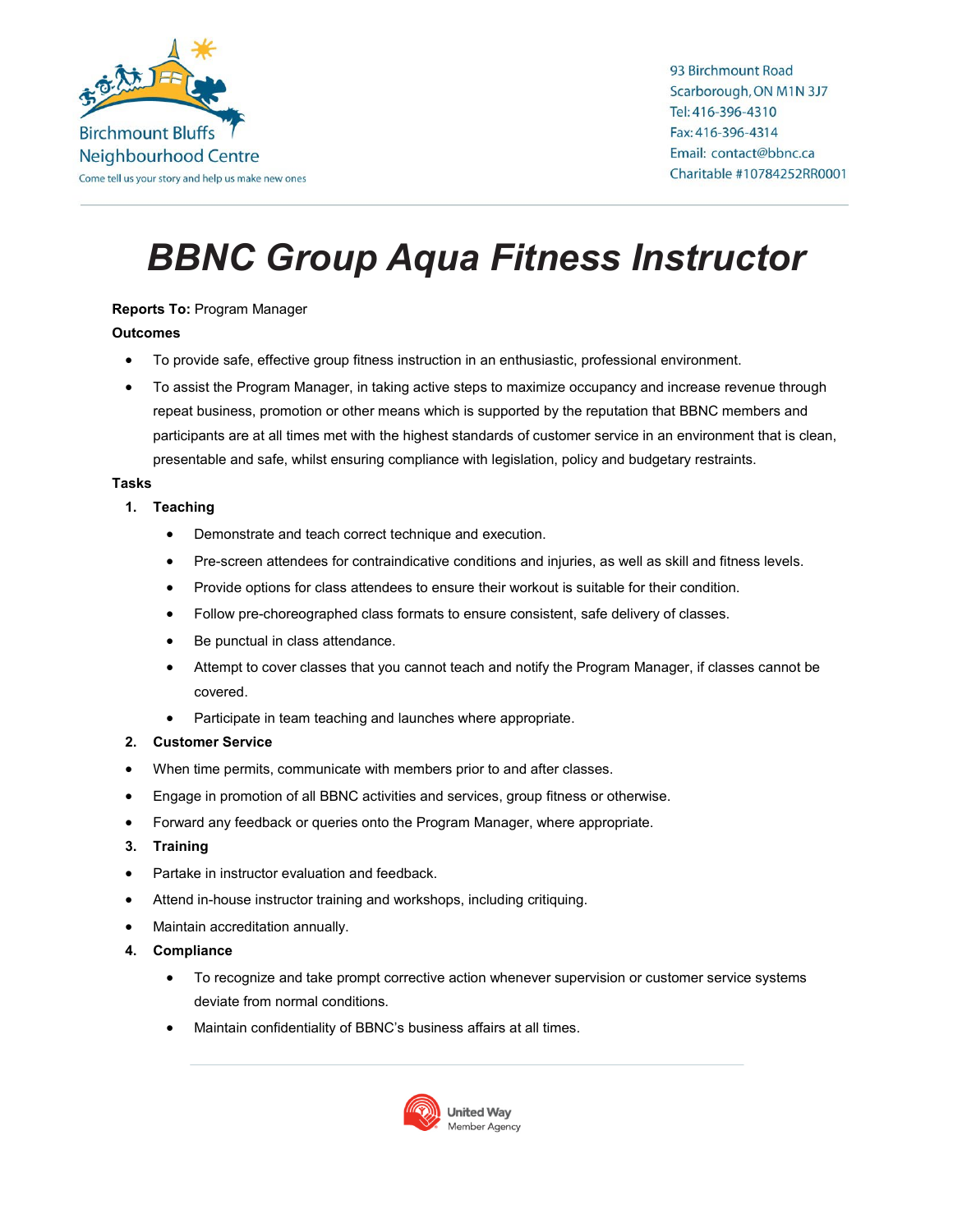Birchmount Bluffs Neighbourhood Centre
Come tell us your story and help us make new ones

93 Birchmount Road
Scarborough, ON M1N 3J7
Tel: 416-396-4310
Fax: 416-396-4314
Email: contact@bbnc.ca
Charitable #10784252RR0001

# *BBNC Group Aqua Fitness Instructor*

**Reports To:** Program Manager

**Outcomes**

- To provide safe, effective group fitness instruction in an enthusiastic, professional environment.
- To assist the Program Manager, in taking active steps to maximize occupancy and increase revenue through repeat business, promotion or other means which is supported by the reputation that BBNC members and participants are at all times met with the highest standards of customer service in an environment that is clean, presentable and safe, whilst ensuring compliance with legislation, policy and budgetary restraints.

**Tasks**

1. **Teaching**
    - Demonstrate and teach correct technique and execution.
    - Pre-screen attendees for contraindicative conditions and injuries, as well as skill and fitness levels.
    - Provide options for class attendees to ensure their workout is suitable for their condition.
    - Follow pre-choreographed class formats to ensure consistent, safe delivery of classes.
    - Be punctual in class attendance.
    - Attempt to cover classes that you cannot teach and notify the Program Manager, if classes cannot be covered.
    - Participate in team teaching and launches where appropriate.
2. **Customer Service**

- When time permits, communicate with members prior to and after classes.
- Engage in promotion of all BBNC activities and services, group fitness or otherwise.
- Forward any feedback or queries onto the Program Manager, where appropriate.

3. **Training**

- Partake in instructor evaluation and feedback.
- Attend in-house instructor training and workshops, including critiquing.
- Maintain accreditation annually.

4. **Compliance**
    - To recognize and take prompt corrective action whenever supervision or customer service systems deviate from normal conditions.
    - Maintain confidentiality of BBNC's business affairs at all times.

United Way Member Agency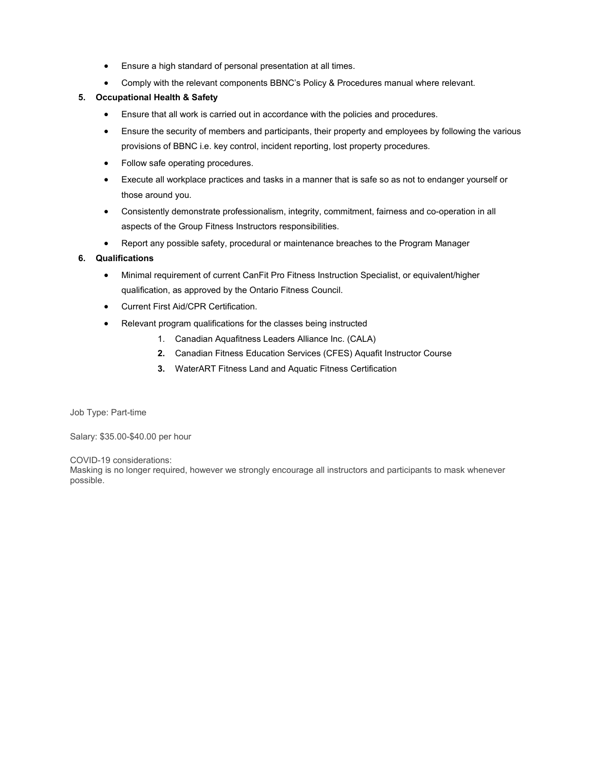- Ensure a high standard of personal presentation at all times.
- Comply with the relevant components BBNC's Policy & Procedures manual where relevant.

5. **Occupational Health & Safety**
   - Ensure that all work is carried out in accordance with the policies and procedures.
   - Ensure the security of members and participants, their property and employees by following the various provisions of BBNC i.e. key control, incident reporting, lost property procedures.
   - Follow safe operating procedures.
   - Execute all workplace practices and tasks in a manner that is safe so as not to endanger yourself or those around you.
   - Consistently demonstrate professionalism, integrity, commitment, fairness and co-operation in all aspects of the Group Fitness Instructors responsibilities.
   - Report any possible safety, procedural or maintenance breaches to the Program Manager

6. **Qualifications**
   - Minimal requirement of current CanFit Pro Fitness Instruction Specialist, or equivalent/higher qualification, as approved by the Ontario Fitness Council.
   - Current First Aid/CPR Certification.
   - Relevant program qualifications for the classes being instructed
     1. Canadian Aquafitness Leaders Alliance Inc. (CALA)
     2. Canadian Fitness Education Services (CFES) Aquafit Instructor Course
     3. WaterART Fitness Land and Aquatic Fitness Certification

Job Type: Part-time

Salary: $35.00-$40.00 per hour

COVID-19 considerations:
Masking is no longer required, however we strongly encourage all instructors and participants to mask whenever possible.